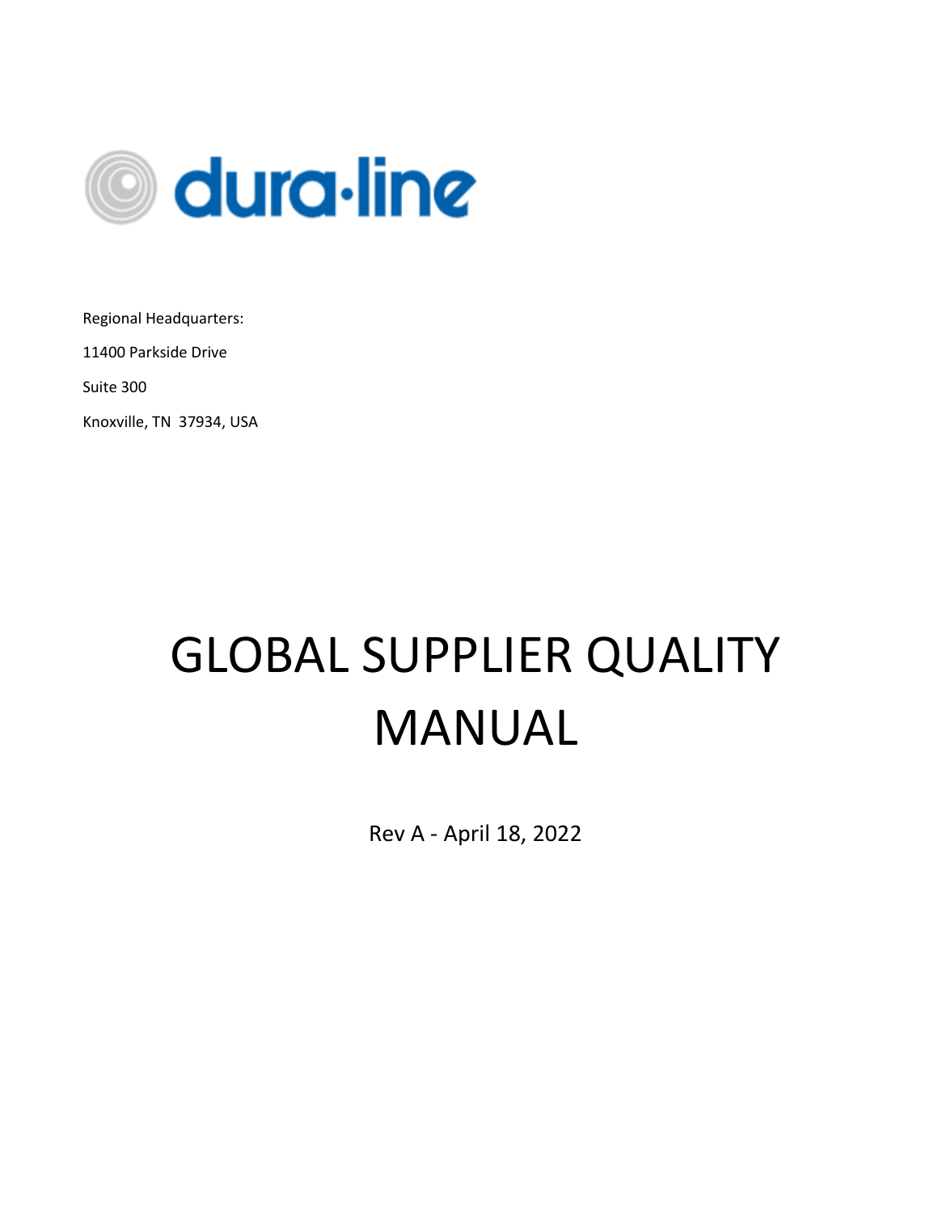dura·line

Regional Headquarters:

11400 Parkside Drive

Suite 300

Knoxville, TN 37934, USA

# GLOBAL SUPPLIER QUALITY MANUAL

Rev A - April 18, 2022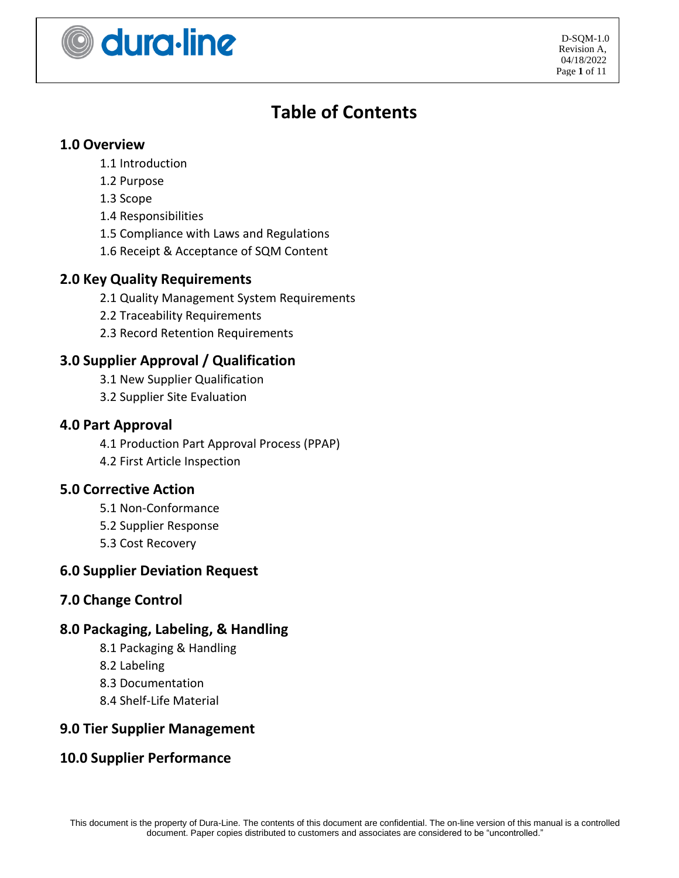# Table of Contents

## 1.0 Overview

- 1.1 Introduction
- 1.2 Purpose
- 1.3 Scope
- 1.4 Responsibilities
- 1.5 Compliance with Laws and Regulations
- 1.6 Receipt & Acceptance of SQM Content

## 2.0 Key Quality Requirements

- 2.1 Quality Management System Requirements
- 2.2 Traceability Requirements
- 2.3 Record Retention Requirements

## 3.0 Supplier Approval / Qualification

- 3.1 New Supplier Qualification
- 3.2 Supplier Site Evaluation

## 4.0 Part Approval

- 4.1 Production Part Approval Process (PPAP)
- 4.2 First Article Inspection

## 5.0 Corrective Action

- 5.1 Non-Conformance
- 5.2 Supplier Response
- 5.3 Cost Recovery

## 6.0 Supplier Deviation Request

## 7.0 Change Control

## 8.0 Packaging, Labeling, & Handling

- 8.1 Packaging & Handling
- 8.2 Labeling
- 8.3 Documentation
- 8.4 Shelf-Life Material

## 9.0 Tier Supplier Management

## 10.0 Supplier Performance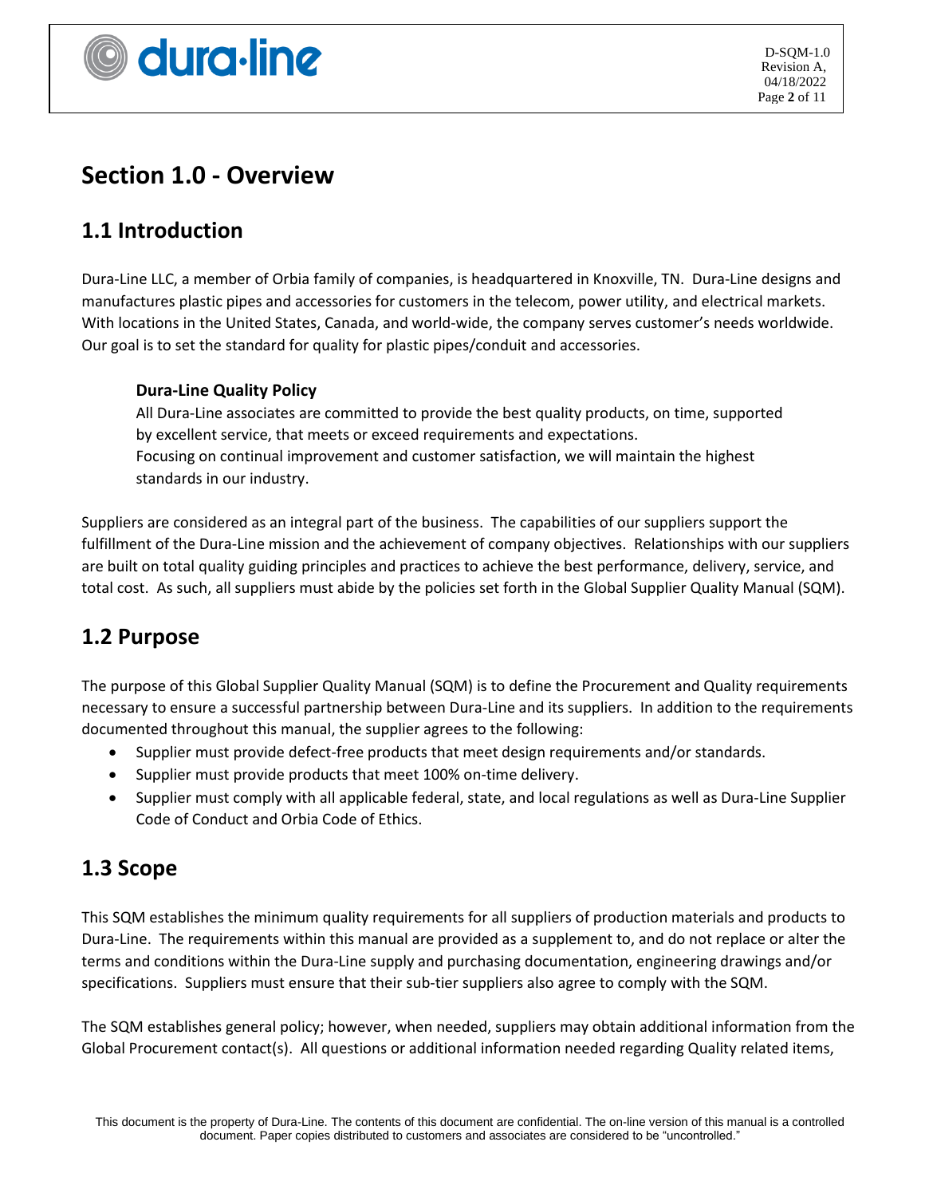# Section 1.0 - Overview

## 1.1 Introduction

Dura-Line LLC, a member of Orbia family of companies, is headquartered in Knoxville, TN. Dura-Line designs and manufactures plastic pipes and accessories for customers in the telecom, power utility, and electrical markets. With locations in the United States, Canada, and world-wide, the company serves customer's needs worldwide. Our goal is to set the standard for quality for plastic pipes/conduit and accessories.

> **Dura-Line Quality Policy**
>
> All Dura-Line associates are committed to provide the best quality products, on time, supported by excellent service, that meets or exceed requirements and expectations. Focusing on continual improvement and customer satisfaction, we will maintain the highest standards in our industry.

Suppliers are considered as an integral part of the business. The capabilities of our suppliers support the fulfillment of the Dura-Line mission and the achievement of company objectives. Relationships with our suppliers are built on total quality guiding principles and practices to achieve the best performance, delivery, service, and total cost. As such, all suppliers must abide by the policies set forth in the Global Supplier Quality Manual (SQM).

## 1.2 Purpose

The purpose of this Global Supplier Quality Manual (SQM) is to define the Procurement and Quality requirements necessary to ensure a successful partnership between Dura-Line and its suppliers. In addition to the requirements documented throughout this manual, the supplier agrees to the following:

- Supplier must provide defect-free products that meet design requirements and/or standards.
- Supplier must provide products that meet 100% on-time delivery.
- Supplier must comply with all applicable federal, state, and local regulations as well as Dura-Line Supplier Code of Conduct and Orbia Code of Ethics.

## 1.3 Scope

This SQM establishes the minimum quality requirements for all suppliers of production materials and products to Dura-Line. The requirements within this manual are provided as a supplement to, and do not replace or alter the terms and conditions within the Dura-Line supply and purchasing documentation, engineering drawings and/or specifications. Suppliers must ensure that their sub-tier suppliers also agree to comply with the SQM.

The SQM establishes general policy; however, when needed, suppliers may obtain additional information from the Global Procurement contact(s). All questions or additional information needed regarding Quality related items,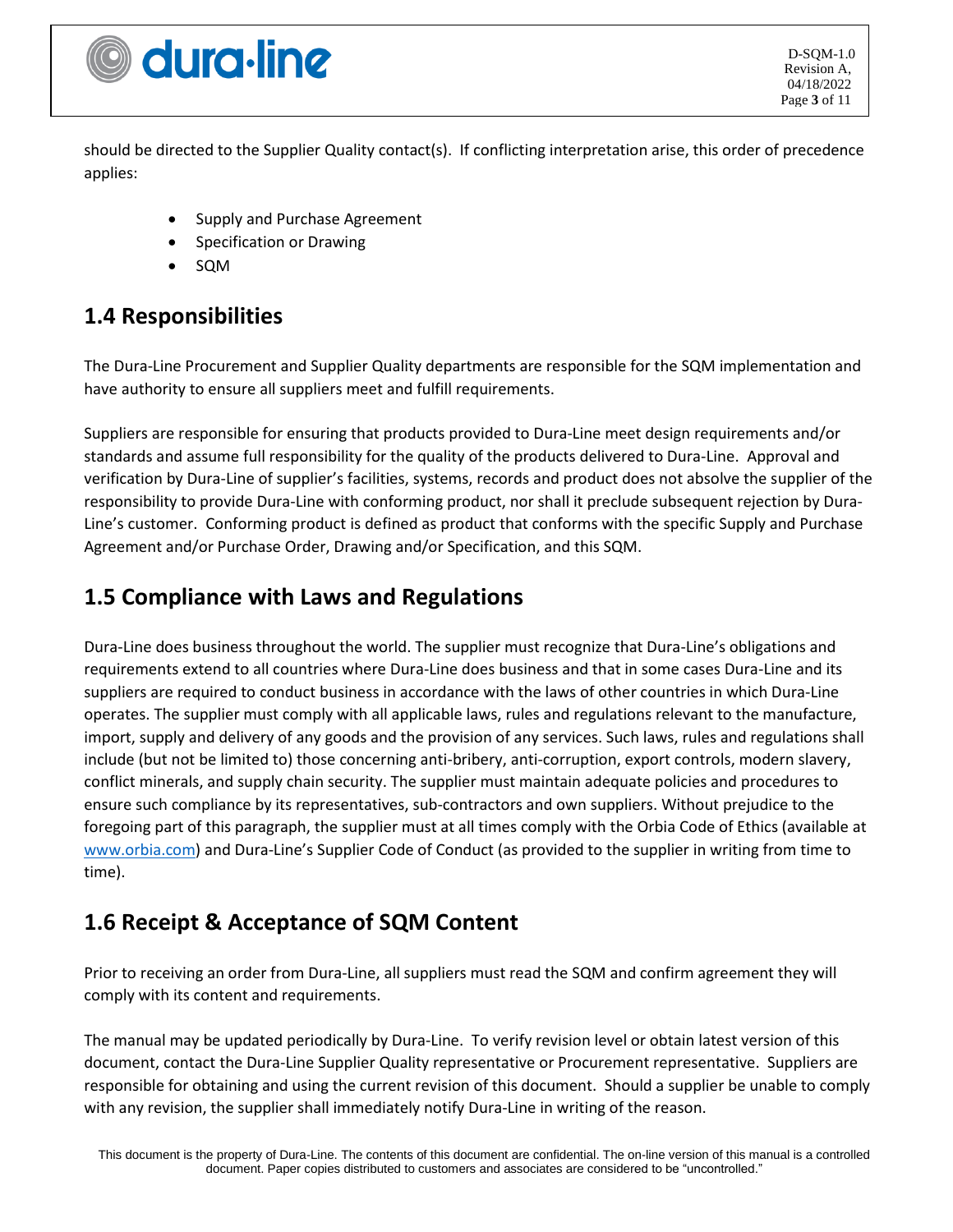should be directed to the Supplier Quality contact(s). If conflicting interpretation arise, this order of precedence applies:

- Supply and Purchase Agreement
- Specification or Drawing
- SQM

## 1.4 Responsibilities

The Dura-Line Procurement and Supplier Quality departments are responsible for the SQM implementation and have authority to ensure all suppliers meet and fulfill requirements.

Suppliers are responsible for ensuring that products provided to Dura-Line meet design requirements and/or standards and assume full responsibility for the quality of the products delivered to Dura-Line. Approval and verification by Dura-Line of supplier's facilities, systems, records and product does not absolve the supplier of the responsibility to provide Dura-Line with conforming product, nor shall it preclude subsequent rejection by Dura-Line's customer. Conforming product is defined as product that conforms with the specific Supply and Purchase Agreement and/or Purchase Order, Drawing and/or Specification, and this SQM.

## 1.5 Compliance with Laws and Regulations

Dura-Line does business throughout the world. The supplier must recognize that Dura-Line's obligations and requirements extend to all countries where Dura-Line does business and that in some cases Dura-Line and its suppliers are required to conduct business in accordance with the laws of other countries in which Dura-Line operates. The supplier must comply with all applicable laws, rules and regulations relevant to the manufacture, import, supply and delivery of any goods and the provision of any services. Such laws, rules and regulations shall include (but not be limited to) those concerning anti-bribery, anti-corruption, export controls, modern slavery, conflict minerals, and supply chain security. The supplier must maintain adequate policies and procedures to ensure such compliance by its representatives, sub-contractors and own suppliers. Without prejudice to the foregoing part of this paragraph, the supplier must at all times comply with the Orbia Code of Ethics (available at [www.orbia.com](www.orbia.com)) and Dura-Line's Supplier Code of Conduct (as provided to the supplier in writing from time to time).

## 1.6 Receipt & Acceptance of SQM Content

Prior to receiving an order from Dura-Line, all suppliers must read the SQM and confirm agreement they will comply with its content and requirements.

The manual may be updated periodically by Dura-Line. To verify revision level or obtain latest version of this document, contact the Dura-Line Supplier Quality representative or Procurement representative. Suppliers are responsible for obtaining and using the current revision of this document. Should a supplier be unable to comply with any revision, the supplier shall immediately notify Dura-Line in writing of the reason.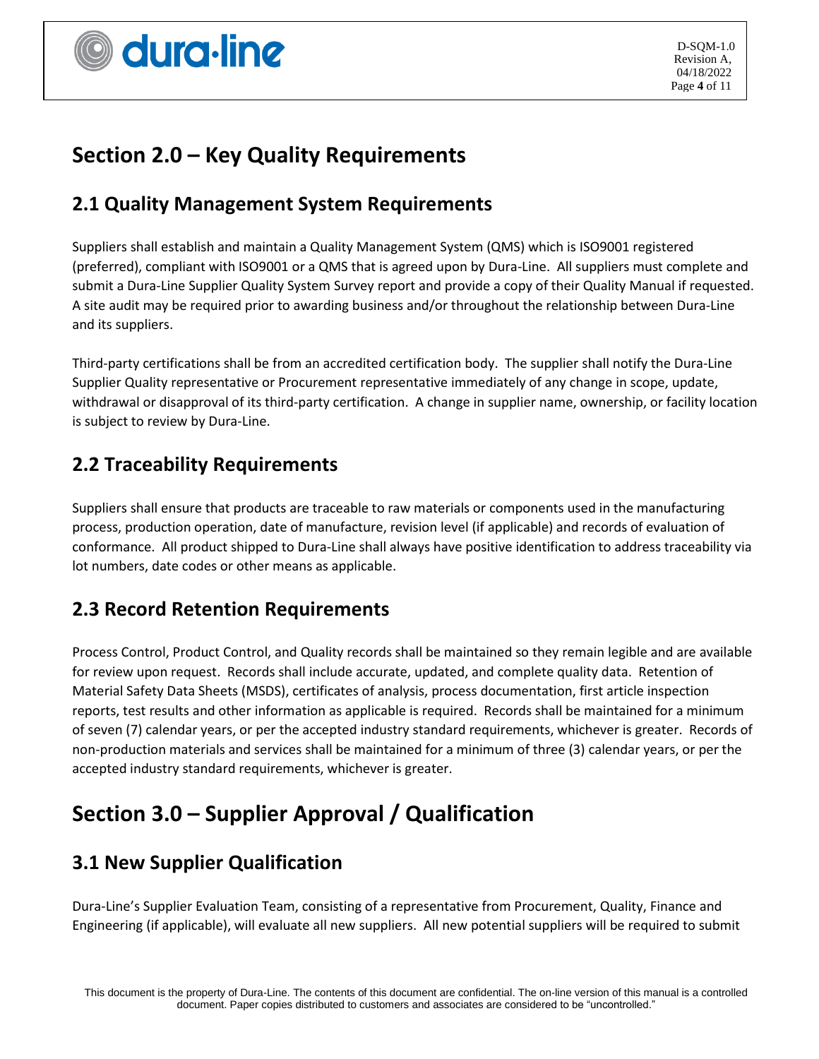# Section 2.0 – Key Quality Requirements

## 2.1 Quality Management System Requirements

Suppliers shall establish and maintain a Quality Management System (QMS) which is ISO9001 registered (preferred), compliant with ISO9001 or a QMS that is agreed upon by Dura-Line. All suppliers must complete and submit a Dura-Line Supplier Quality System Survey report and provide a copy of their Quality Manual if requested. A site audit may be required prior to awarding business and/or throughout the relationship between Dura-Line and its suppliers.

Third-party certifications shall be from an accredited certification body. The supplier shall notify the Dura-Line Supplier Quality representative or Procurement representative immediately of any change in scope, update, withdrawal or disapproval of its third-party certification. A change in supplier name, ownership, or facility location is subject to review by Dura-Line.

## 2.2 Traceability Requirements

Suppliers shall ensure that products are traceable to raw materials or components used in the manufacturing process, production operation, date of manufacture, revision level (if applicable) and records of evaluation of conformance. All product shipped to Dura-Line shall always have positive identification to address traceability via lot numbers, date codes or other means as applicable.

## 2.3 Record Retention Requirements

Process Control, Product Control, and Quality records shall be maintained so they remain legible and are available for review upon request. Records shall include accurate, updated, and complete quality data. Retention of Material Safety Data Sheets (MSDS), certificates of analysis, process documentation, first article inspection reports, test results and other information as applicable is required. Records shall be maintained for a minimum of seven (7) calendar years, or per the accepted industry standard requirements, whichever is greater. Records of non-production materials and services shall be maintained for a minimum of three (3) calendar years, or per the accepted industry standard requirements, whichever is greater.

# Section 3.0 – Supplier Approval / Qualification

## 3.1 New Supplier Qualification

Dura-Line's Supplier Evaluation Team, consisting of a representative from Procurement, Quality, Finance and Engineering (if applicable), will evaluate all new suppliers. All new potential suppliers will be required to submit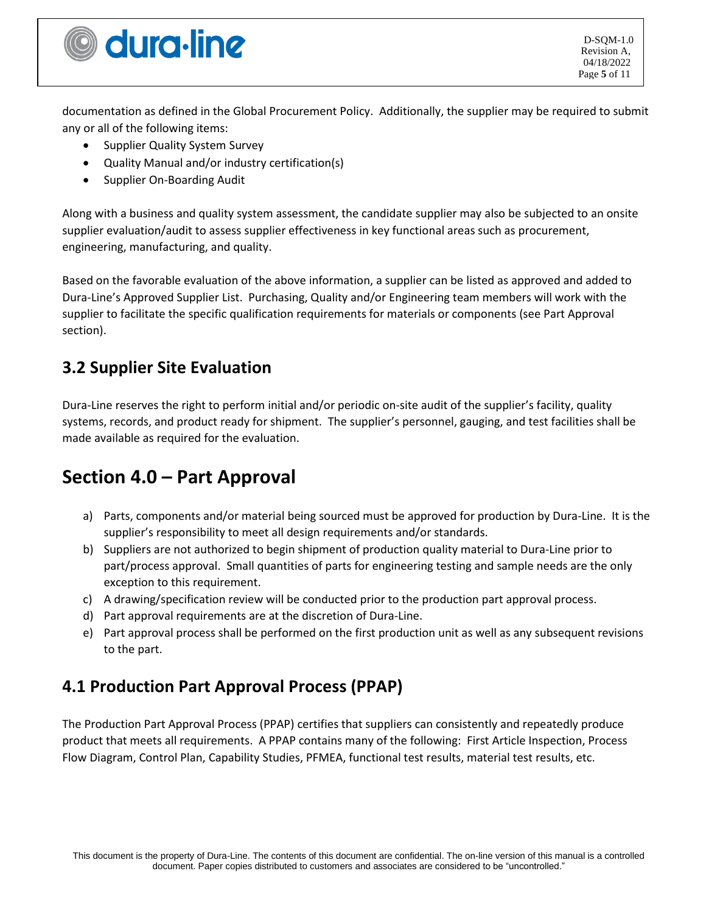documentation as defined in the Global Procurement Policy. Additionally, the supplier may be required to submit any or all of the following items:

- Supplier Quality System Survey
- Quality Manual and/or industry certification(s)
- Supplier On-Boarding Audit

Along with a business and quality system assessment, the candidate supplier may also be subjected to an onsite supplier evaluation/audit to assess supplier effectiveness in key functional areas such as procurement, engineering, manufacturing, and quality.

Based on the favorable evaluation of the above information, a supplier can be listed as approved and added to Dura-Line's Approved Supplier List. Purchasing, Quality and/or Engineering team members will work with the supplier to facilitate the specific qualification requirements for materials or components (see Part Approval section).

## 3.2 Supplier Site Evaluation

Dura-Line reserves the right to perform initial and/or periodic on-site audit of the supplier's facility, quality systems, records, and product ready for shipment. The supplier's personnel, gauging, and test facilities shall be made available as required for the evaluation.

# Section 4.0 – Part Approval

a) Parts, components and/or material being sourced must be approved for production by Dura-Line. It is the supplier's responsibility to meet all design requirements and/or standards.
b) Suppliers are not authorized to begin shipment of production quality material to Dura-Line prior to part/process approval. Small quantities of parts for engineering testing and sample needs are the only exception to this requirement.
c) A drawing/specification review will be conducted prior to the production part approval process.
d) Part approval requirements are at the discretion of Dura-Line.
e) Part approval process shall be performed on the first production unit as well as any subsequent revisions to the part.

## 4.1 Production Part Approval Process (PPAP)

The Production Part Approval Process (PPAP) certifies that suppliers can consistently and repeatedly produce product that meets all requirements. A PPAP contains many of the following: First Article Inspection, Process Flow Diagram, Control Plan, Capability Studies, PFMEA, functional test results, material test results, etc.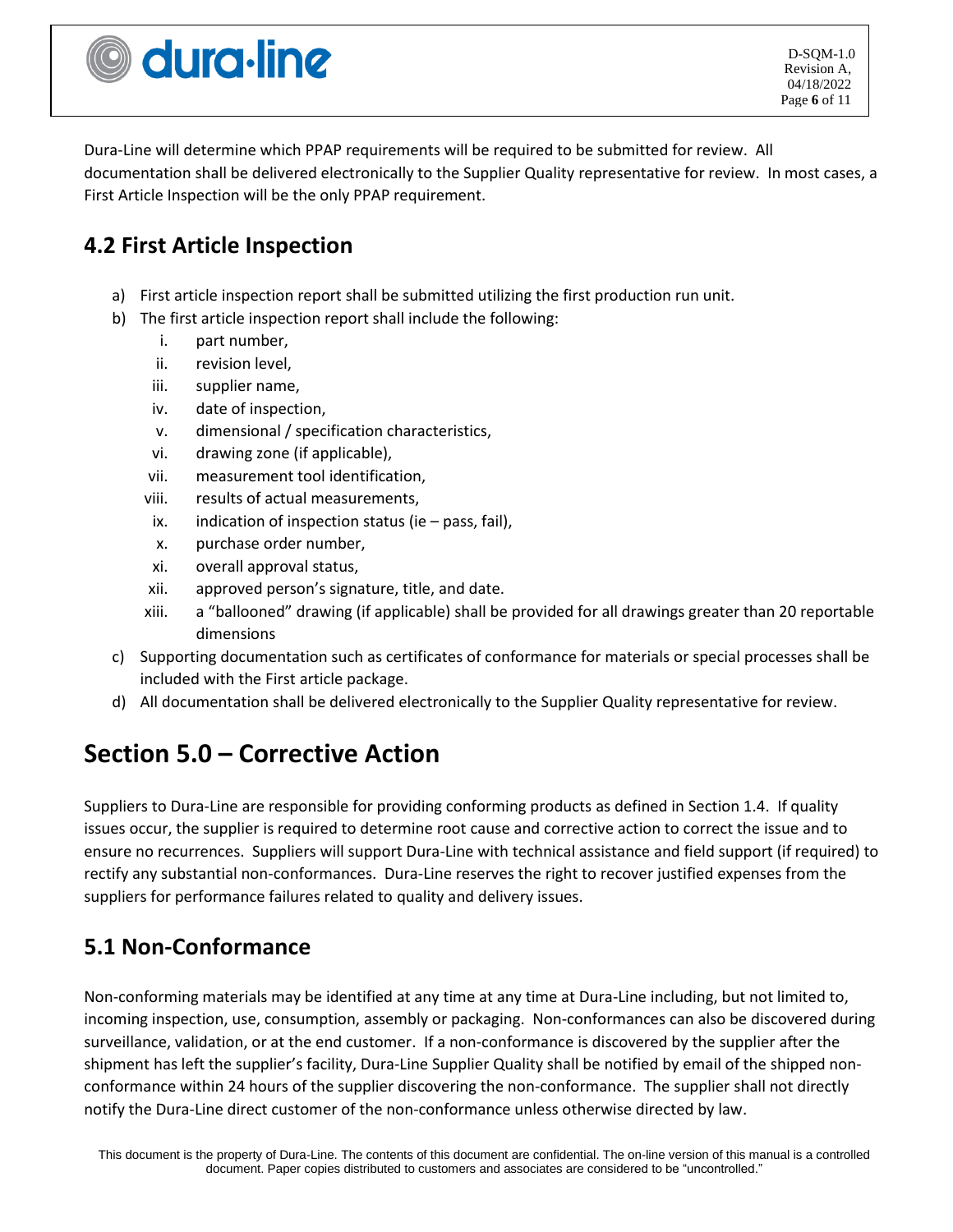Dura-Line will determine which PPAP requirements will be required to be submitted for review. All documentation shall be delivered electronically to the Supplier Quality representative for review. In most cases, a First Article Inspection will be the only PPAP requirement.

## 4.2 First Article Inspection

a) First article inspection report shall be submitted utilizing the first production run unit.
b) The first article inspection report shall include the following:
    i. part number,
    ii. revision level,
    iii. supplier name,
    iv. date of inspection,
    v. dimensional / specification characteristics,
    vi. drawing zone (if applicable),
    vii. measurement tool identification,
    viii. results of actual measurements,
    ix. indication of inspection status (ie – pass, fail),
    x. purchase order number,
    xi. overall approval status,
    xii. approved person's signature, title, and date.
    xiii. a "ballooned" drawing (if applicable) shall be provided for all drawings greater than 20 reportable dimensions
c) Supporting documentation such as certificates of conformance for materials or special processes shall be included with the First article package.
d) All documentation shall be delivered electronically to the Supplier Quality representative for review.

# Section 5.0 – Corrective Action

Suppliers to Dura-Line are responsible for providing conforming products as defined in Section 1.4. If quality issues occur, the supplier is required to determine root cause and corrective action to correct the issue and to ensure no recurrences. Suppliers will support Dura-Line with technical assistance and field support (if required) to rectify any substantial non-conformances. Dura-Line reserves the right to recover justified expenses from the suppliers for performance failures related to quality and delivery issues.

## 5.1 Non-Conformance

Non-conforming materials may be identified at any time at any time at Dura-Line including, but not limited to, incoming inspection, use, consumption, assembly or packaging. Non-conformances can also be discovered during surveillance, validation, or at the end customer. If a non-conformance is discovered by the supplier after the shipment has left the supplier's facility, Dura-Line Supplier Quality shall be notified by email of the shipped non-conformance within 24 hours of the supplier discovering the non-conformance. The supplier shall not directly notify the Dura-Line direct customer of the non-conformance unless otherwise directed by law.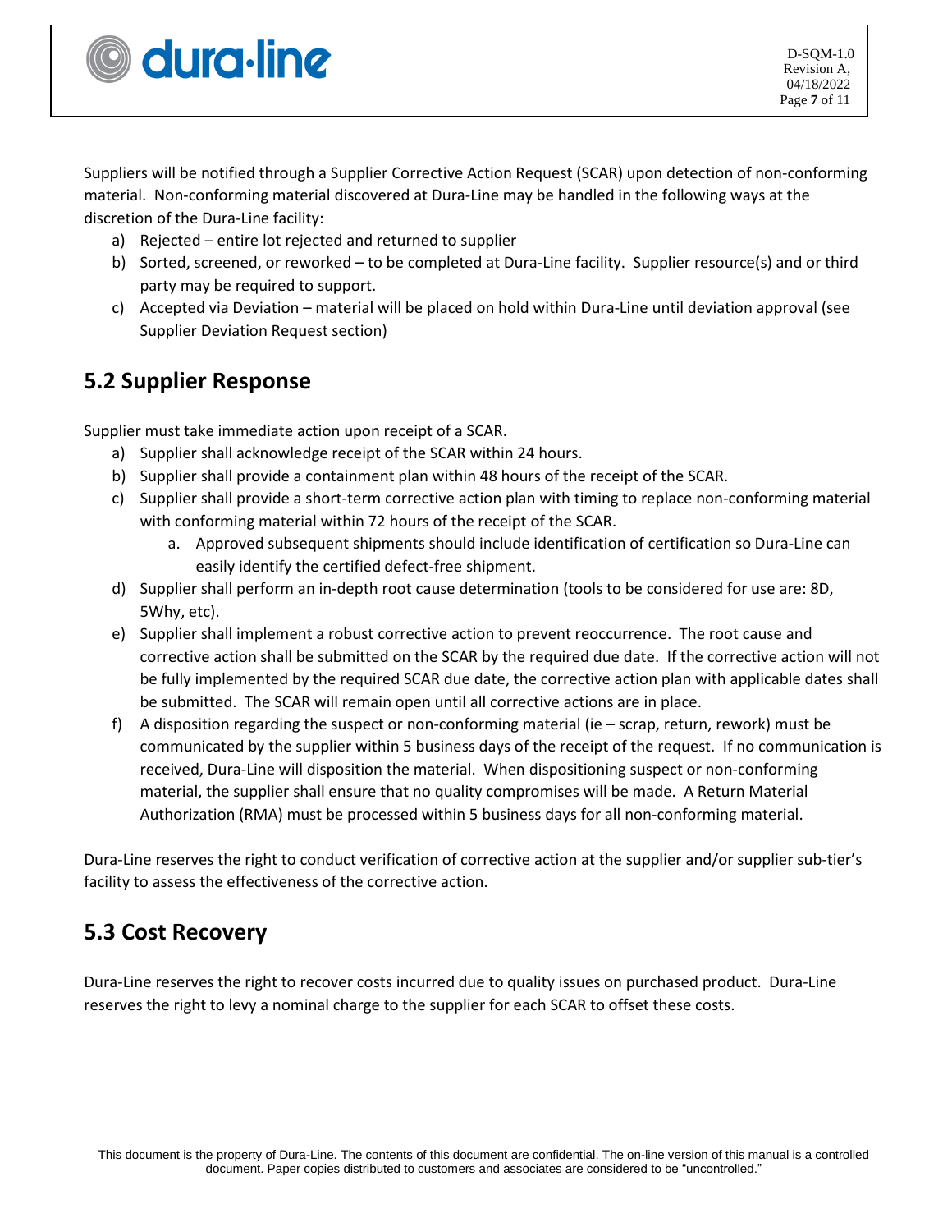Suppliers will be notified through a Supplier Corrective Action Request (SCAR) upon detection of non-conforming material. Non-conforming material discovered at Dura-Line may be handled in the following ways at the discretion of the Dura-Line facility:

a) Rejected – entire lot rejected and returned to supplier
b) Sorted, screened, or reworked – to be completed at Dura-Line facility. Supplier resource(s) and or third party may be required to support.
c) Accepted via Deviation – material will be placed on hold within Dura-Line until deviation approval (see Supplier Deviation Request section)

## 5.2 Supplier Response

Supplier must take immediate action upon receipt of a SCAR.

a) Supplier shall acknowledge receipt of the SCAR within 24 hours.
b) Supplier shall provide a containment plan within 48 hours of the receipt of the SCAR.
c) Supplier shall provide a short-term corrective action plan with timing to replace non-conforming material with conforming material within 72 hours of the receipt of the SCAR.
    a. Approved subsequent shipments should include identification of certification so Dura-Line can easily identify the certified defect-free shipment.
d) Supplier shall perform an in-depth root cause determination (tools to be considered for use are: 8D, 5Why, etc).
e) Supplier shall implement a robust corrective action to prevent reoccurrence. The root cause and corrective action shall be submitted on the SCAR by the required due date. If the corrective action will not be fully implemented by the required SCAR due date, the corrective action plan with applicable dates shall be submitted. The SCAR will remain open until all corrective actions are in place.
f) A disposition regarding the suspect or non-conforming material (ie – scrap, return, rework) must be communicated by the supplier within 5 business days of the receipt of the request. If no communication is received, Dura-Line will disposition the material. When dispositioning suspect or non-conforming material, the supplier shall ensure that no quality compromises will be made. A Return Material Authorization (RMA) must be processed within 5 business days for all non-conforming material.

Dura-Line reserves the right to conduct verification of corrective action at the supplier and/or supplier sub-tier's facility to assess the effectiveness of the corrective action.

## 5.3 Cost Recovery

Dura-Line reserves the right to recover costs incurred due to quality issues on purchased product. Dura-Line reserves the right to levy a nominal charge to the supplier for each SCAR to offset these costs.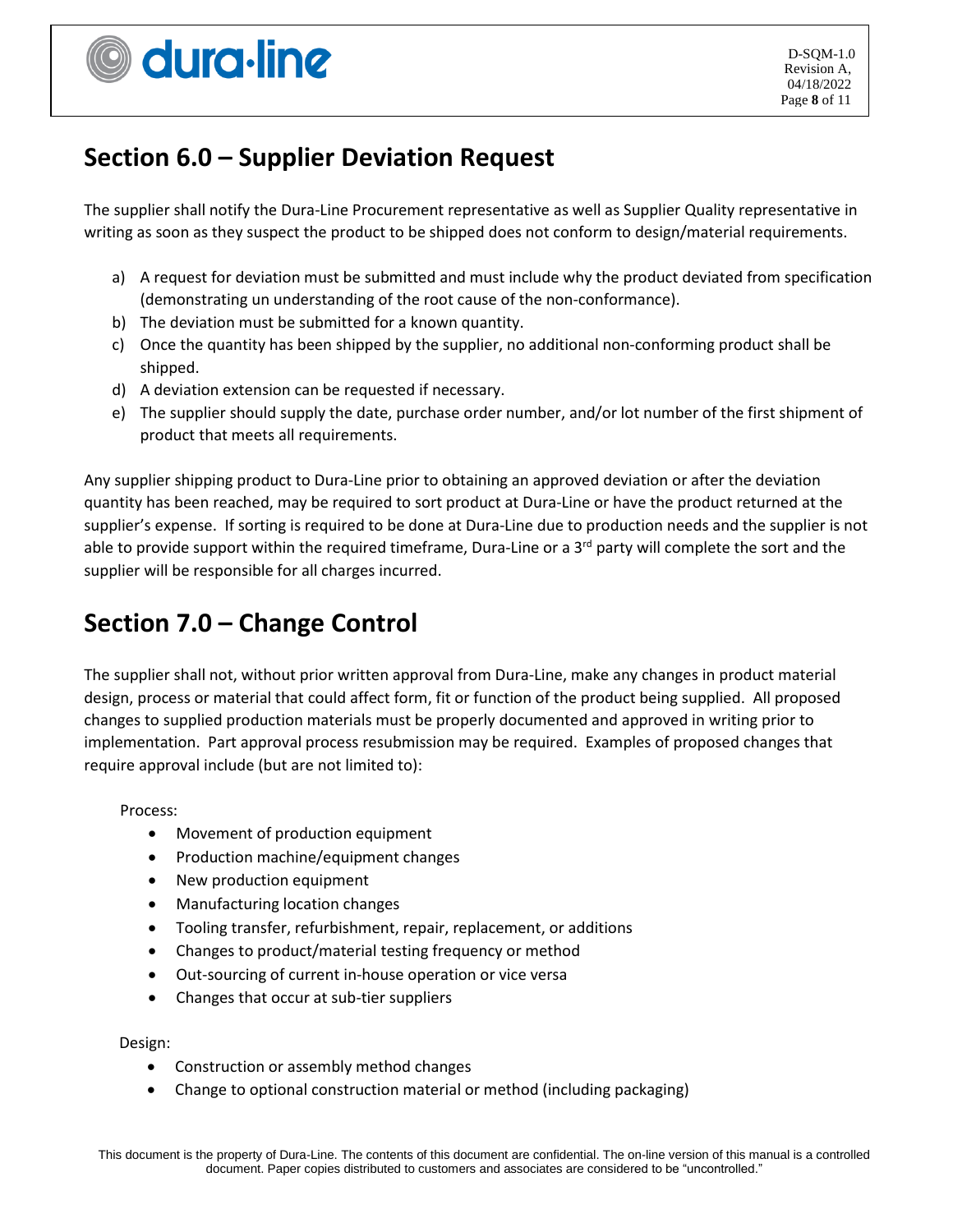## Section 6.0 – Supplier Deviation Request

The supplier shall notify the Dura-Line Procurement representative as well as Supplier Quality representative in writing as soon as they suspect the product to be shipped does not conform to design/material requirements.

a) A request for deviation must be submitted and must include why the product deviated from specification (demonstrating un understanding of the root cause of the non-conformance).
b) The deviation must be submitted for a known quantity.
c) Once the quantity has been shipped by the supplier, no additional non-conforming product shall be shipped.
d) A deviation extension can be requested if necessary.
e) The supplier should supply the date, purchase order number, and/or lot number of the first shipment of product that meets all requirements.

Any supplier shipping product to Dura-Line prior to obtaining an approved deviation or after the deviation quantity has been reached, may be required to sort product at Dura-Line or have the product returned at the supplier's expense. If sorting is required to be done at Dura-Line due to production needs and the supplier is not able to provide support within the required timeframe, Dura-Line or a 3rd party will complete the sort and the supplier will be responsible for all charges incurred.

## Section 7.0 – Change Control

The supplier shall not, without prior written approval from Dura-Line, make any changes in product material design, process or material that could affect form, fit or function of the product being supplied. All proposed changes to supplied production materials must be properly documented and approved in writing prior to implementation. Part approval process resubmission may be required. Examples of proposed changes that require approval include (but are not limited to):

Process:

- Movement of production equipment
- Production machine/equipment changes
- New production equipment
- Manufacturing location changes
- Tooling transfer, refurbishment, repair, replacement, or additions
- Changes to product/material testing frequency or method
- Out-sourcing of current in-house operation or vice versa
- Changes that occur at sub-tier suppliers

Design:

- Construction or assembly method changes
- Change to optional construction material or method (including packaging)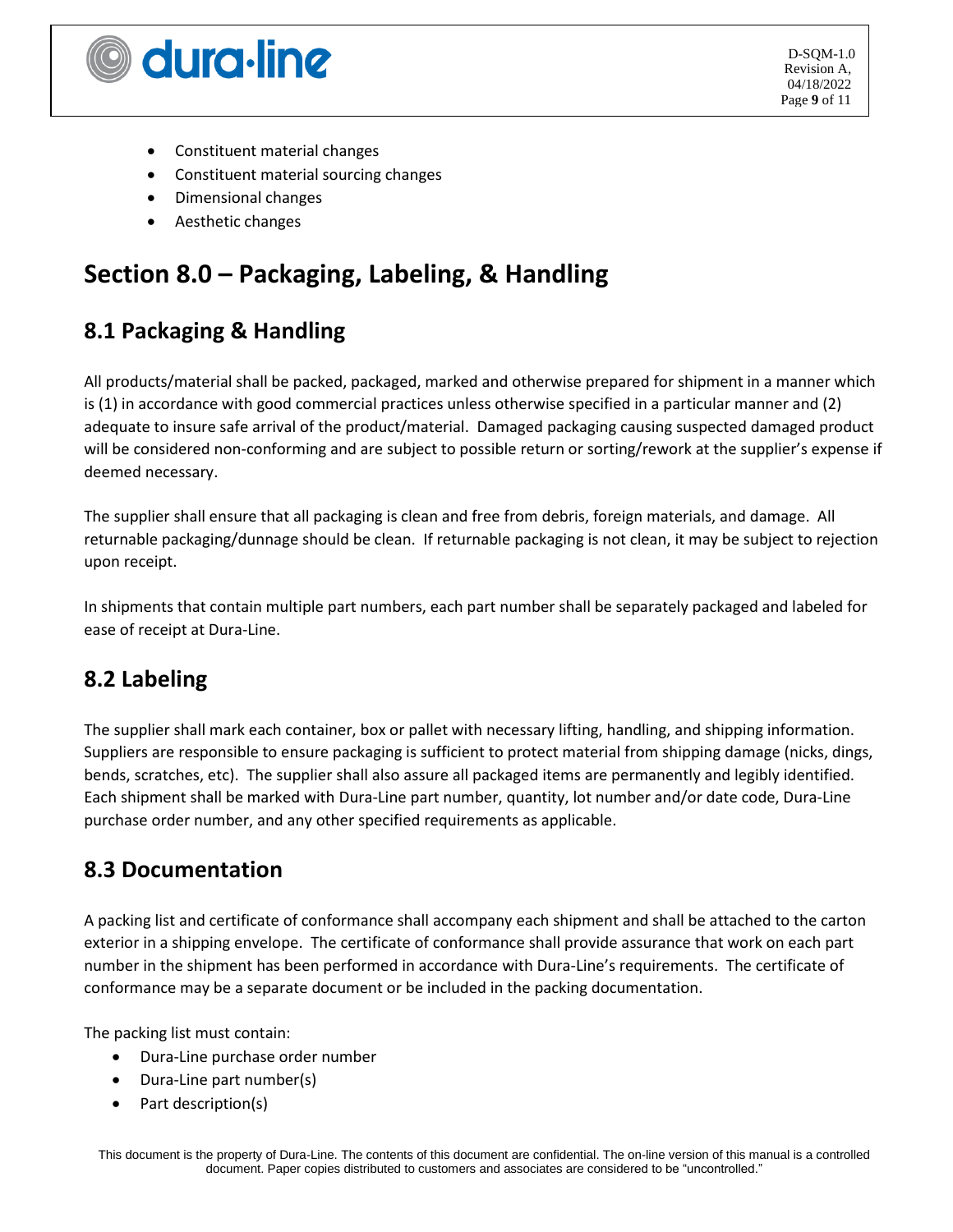- Constituent material changes
- Constituent material sourcing changes
- Dimensional changes
- Aesthetic changes

# Section 8.0 – Packaging, Labeling, & Handling

## 8.1 Packaging & Handling

All products/material shall be packed, packaged, marked and otherwise prepared for shipment in a manner which is (1) in accordance with good commercial practices unless otherwise specified in a particular manner and (2) adequate to insure safe arrival of the product/material. Damaged packaging causing suspected damaged product will be considered non-conforming and are subject to possible return or sorting/rework at the supplier's expense if deemed necessary.

The supplier shall ensure that all packaging is clean and free from debris, foreign materials, and damage. All returnable packaging/dunnage should be clean. If returnable packaging is not clean, it may be subject to rejection upon receipt.

In shipments that contain multiple part numbers, each part number shall be separately packaged and labeled for ease of receipt at Dura-Line.

## 8.2 Labeling

The supplier shall mark each container, box or pallet with necessary lifting, handling, and shipping information. Suppliers are responsible to ensure packaging is sufficient to protect material from shipping damage (nicks, dings, bends, scratches, etc). The supplier shall also assure all packaged items are permanently and legibly identified. Each shipment shall be marked with Dura-Line part number, quantity, lot number and/or date code, Dura-Line purchase order number, and any other specified requirements as applicable.

## 8.3 Documentation

A packing list and certificate of conformance shall accompany each shipment and shall be attached to the carton exterior in a shipping envelope. The certificate of conformance shall provide assurance that work on each part number in the shipment has been performed in accordance with Dura-Line's requirements. The certificate of conformance may be a separate document or be included in the packing documentation.

The packing list must contain:

- Dura-Line purchase order number
- Dura-Line part number(s)
- Part description(s)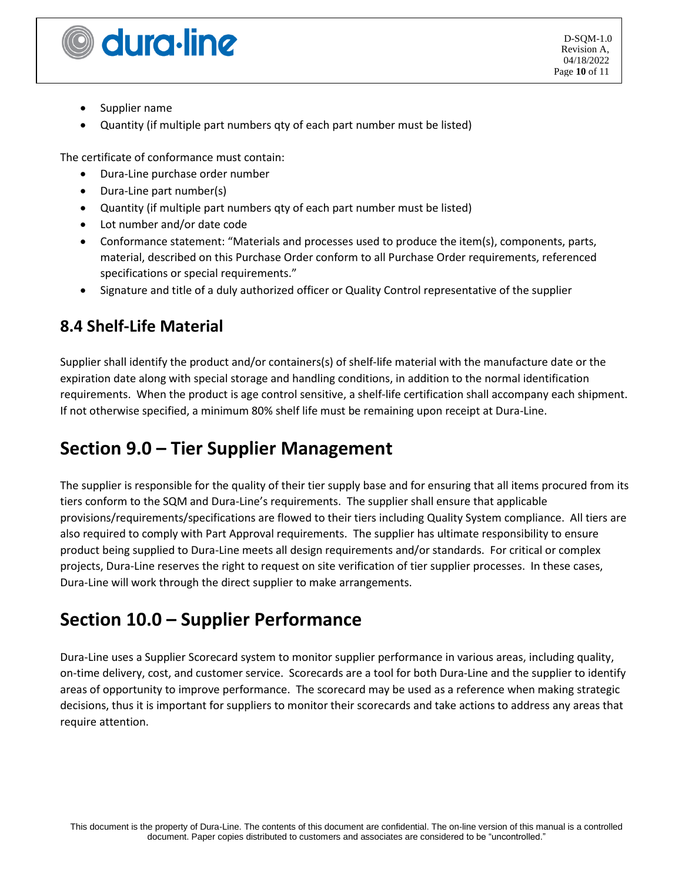- Supplier name
- Quantity (if multiple part numbers qty of each part number must be listed)

The certificate of conformance must contain:

- Dura-Line purchase order number
- Dura-Line part number(s)
- Quantity (if multiple part numbers qty of each part number must be listed)
- Lot number and/or date code
- Conformance statement: "Materials and processes used to produce the item(s), components, parts, material, described on this Purchase Order conform to all Purchase Order requirements, referenced specifications or special requirements."
- Signature and title of a duly authorized officer or Quality Control representative of the supplier

## 8.4 Shelf-Life Material

Supplier shall identify the product and/or containers(s) of shelf-life material with the manufacture date or the expiration date along with special storage and handling conditions, in addition to the normal identification requirements. When the product is age control sensitive, a shelf-life certification shall accompany each shipment. If not otherwise specified, a minimum 80% shelf life must be remaining upon receipt at Dura-Line.

# Section 9.0 – Tier Supplier Management

The supplier is responsible for the quality of their tier supply base and for ensuring that all items procured from its tiers conform to the SQM and Dura-Line's requirements. The supplier shall ensure that applicable provisions/requirements/specifications are flowed to their tiers including Quality System compliance. All tiers are also required to comply with Part Approval requirements. The supplier has ultimate responsibility to ensure product being supplied to Dura-Line meets all design requirements and/or standards. For critical or complex projects, Dura-Line reserves the right to request on site verification of tier supplier processes. In these cases, Dura-Line will work through the direct supplier to make arrangements.

# Section 10.0 – Supplier Performance

Dura-Line uses a Supplier Scorecard system to monitor supplier performance in various areas, including quality, on-time delivery, cost, and customer service. Scorecards are a tool for both Dura-Line and the supplier to identify areas of opportunity to improve performance. The scorecard may be used as a reference when making strategic decisions, thus it is important for suppliers to monitor their scorecards and take actions to address any areas that require attention.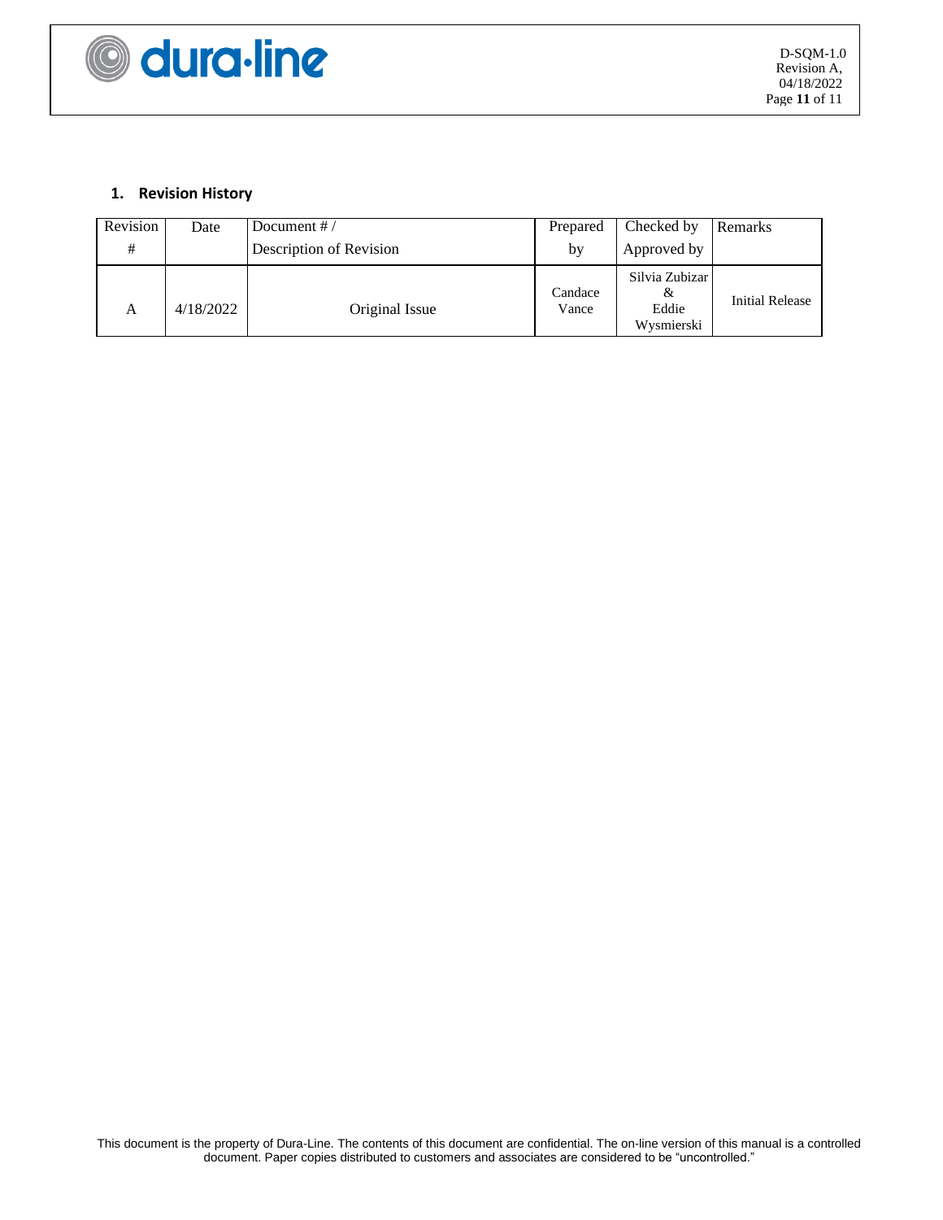## 1. Revision History

| Revision # | Date | Document # / Description of Revision | Prepared by | Checked by Approved by | Remarks |
|---|---|---|---|---|---|
| A | 4/18/2022 | Original Issue | Candace Vance | Silvia Zubizar & Eddie Wysmierski | Initial Release |

This document is the property of Dura-Line. The contents of this document are confidential. The on-line version of this manual is a controlled document. Paper copies distributed to customers and associates are considered to be "uncontrolled."